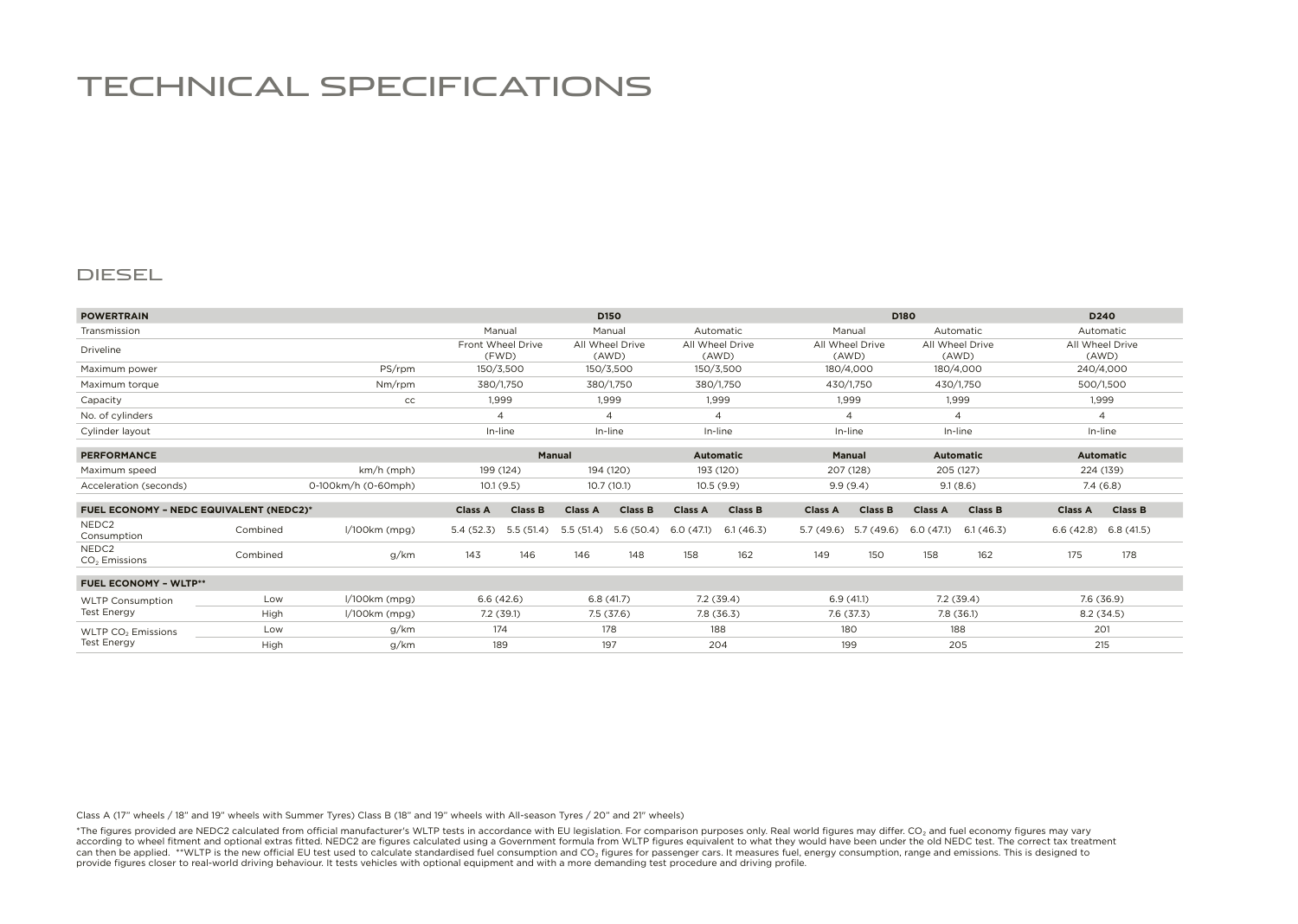# TECHNICAL SPECIFICATIONS

## DIESEL

| POWERTRAIN | | D150 | | | D180 | | D240 |
|---|---|---|---|---|---|---|---|
| Transmission | | Manual | Manual | Automatic | Manual | Automatic | Automatic |
| Driveline | | Front Wheel Drive (FWD) | All Wheel Drive (AWD) | All Wheel Drive (AWD) | All Wheel Drive (AWD) | All Wheel Drive (AWD) | All Wheel Drive (AWD) |
| Maximum power | PS/rpm | 150/3,500 | 150/3,500 | 150/3,500 | 180/4,000 | 180/4,000 | 240/4,000 |
| Maximum torque | Nm/rpm | 380/1,750 | 380/1,750 | 380/1,750 | 430/1,750 | 430/1,750 | 500/1,500 |
| Capacity | cc | 1,999 | 1,999 | 1,999 | 1,999 | 1,999 | 1,999 |
| No. of cylinders | | 4 | 4 | 4 | 4 | 4 | 4 |
| Cylinder layout | | In-line | In-line | In-line | In-line | In-line | In-line |

| PERFORMANCE | | Manual | | Automatic | Manual | Automatic | Automatic |
|---|---|---|---|---|---|---|---|
| Maximum speed | km/h (mph) | 199 (124) | 194 (120) | 193 (120) | 207 (128) | 205 (127) | 224 (139) |
| Acceleration (seconds) | 0-100km/h (0-60mph) | 10.1 (9.5) | 10.7 (10.1) | 10.5 (9.9) | 9.9 (9.4) | 9.1 (8.6) | 7.4 (6.8) |

| FUEL ECONOMY – NEDC EQUIVALENT (NEDC2)* | | | Class A | Class B | Class A | Class B | Class A | Class B | Class A | Class B | Class A | Class B | Class A | Class B |
|---|---|---|---|---|---|---|---|---|---|---|---|---|---|---|
| NEDC2 Consumption | Combined | l/100km (mpg) | 5.4 (52.3) | 5.5 (51.4) | 5.5 (51.4) | 5.6 (50.4) | 6.0 (47.1) | 6.1 (46.3) | 5.7 (49.6) | 5.7 (49.6) | 6.0 (47.1) | 6.1 (46.3) | 6.6 (42.8) | 6.8 (41.5) |
| NEDC2 $CO_2$ Emissions | Combined | g/km | 143 | 146 | 146 | 148 | 158 | 162 | 149 | 150 | 158 | 162 | 175 | 178 |

| FUEL ECONOMY – WLTP** | | | | | | | | |
|---|---|---|---|---|---|---|---|---|
| WLTP Consumption Test Energy | Low | l/100km (mpg) | 6.6 (42.6) | 6.8 (41.7) | 7.2 (39.4) | 6.9 (41.1) | 7.2 (39.4) | 7.6 (36.9) |
| | High | l/100km (mpg) | 7.2 (39.1) | 7.5 (37.6) | 7.8 (36.3) | 7.6 (37.3) | 7.8 (36.1) | 8.2 (34.5) |
| WLTP $CO_2$ Emissions Test Energy | Low | g/km | 174 | 178 | 188 | 180 | 188 | 201 |
| | High | g/km | 189 | 197 | 204 | 199 | 205 | 215 |

Class A (17" wheels / 18" and 19" wheels with Summer Tyres) Class B (18" and 19" wheels with All-season Tyres / 20" and 21" wheels)

*The figures provided are NEDC2 calculated from official manufacturer's WLTP tests in accordance with EU legislation. For comparison purposes only. Real world figures may differ. $CO_2$ and fuel economy figures may vary according to wheel fitment and optional extras fitted. NEDC2 are figures calculated using a Government formula from WLTP figures equivalent to what they would have been under the old NEDC test. The correct tax treatment can then be applied. **WLTP is the new official EU test used to calculate standardised fuel consumption and $CO_2$ figures for passenger cars. It measures fuel, energy consumption, range and emissions. This is designed to provide figures closer to real-world driving behaviour. It tests vehicles with optional equipment and with a more demanding test procedure and driving profile.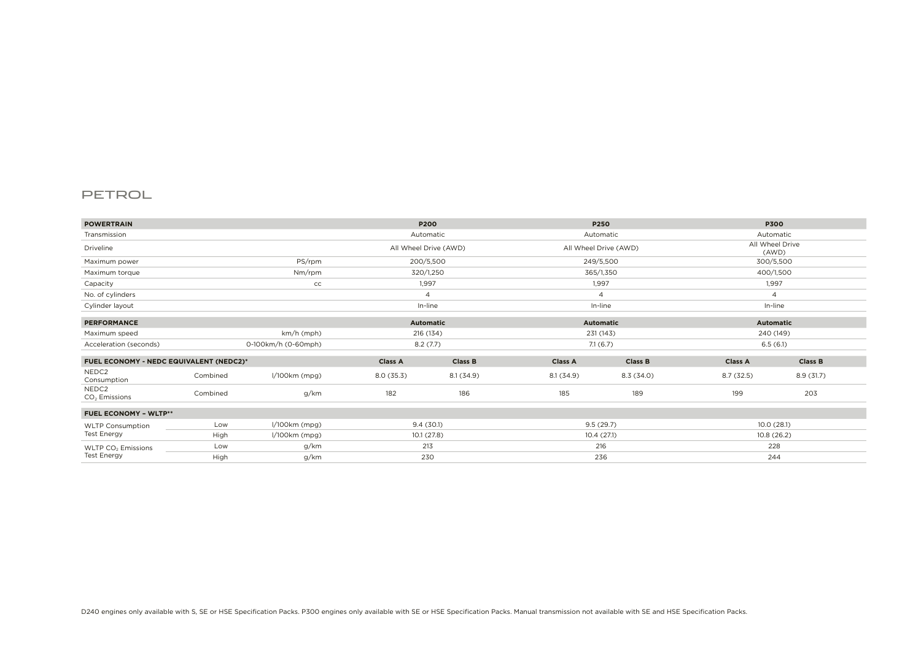## PETROL

| POWERTRAIN | | | P200 | | P250 | | P300 | |
|---|---|---|---|---|---|---|---|---|
| Transmission | | | Automatic | | Automatic | | Automatic | |
| Driveline | | | All Wheel Drive (AWD) | | All Wheel Drive (AWD) | | All Wheel Drive (AWD) | |
| Maximum power | | PS/rpm | 200/5,500 | | 249/5,500 | | 300/5,500 | |
| Maximum torque | | Nm/rpm | 320/1,250 | | 365/1,350 | | 400/1,500 | |
| Capacity | | cc | 1,997 | | 1,997 | | 1,997 | |
| No. of cylinders | | | 4 | | 4 | | 4 | |
| Cylinder layout | | | In-line | | In-line | | In-line | |
| **PERFORMANCE** | | | **Automatic** | | **Automatic** | | **Automatic** | |
| Maximum speed | | km/h (mph) | 216 (134) | | 231 (143) | | 240 (149) | |
| Acceleration (seconds) | | 0-100km/h (0-60mph) | 8.2 (7.7) | | 7.1 (6.7) | | 6.5 (6.1) | |
| **FUEL ECONOMY - NEDC EQUIVALENT (NEDC2)*** | | | **Class A** | **Class B** | **Class A** | **Class B** | **Class A** | **Class B** |
| NEDC2 Consumption | Combined | l/100km (mpg) | 8.0 (35.3) | 8.1 (34.9) | 8.1 (34.9) | 8.3 (34.0) | 8.7 (32.5) | 8.9 (31.7) |
| NEDC2 $CO_2$ Emissions | Combined | g/km | 182 | 186 | 185 | 189 | 199 | 203 |
| **FUEL ECONOMY – WLTP**** | | | | | | | | |
| WLTP Consumption Test Energy | Low | l/100km (mpg) | 9.4 (30.1) | | 9.5 (29.7) | | 10.0 (28.1) | |
| | High | l/100km (mpg) | 10.1 (27.8) | | 10.4 (27.1) | | 10.8 (26.2) | |
| WLTP $CO_2$ Emissions Test Energy | Low | g/km | 213 | | 216 | | 228 | |
| | High | g/km | 230 | | 236 | | 244 | |

D240 engines only available with S, SE or HSE Specification Packs. P300 engines only available with SE or HSE Specification Packs. Manual transmission not available with SE and HSE Specification Packs.